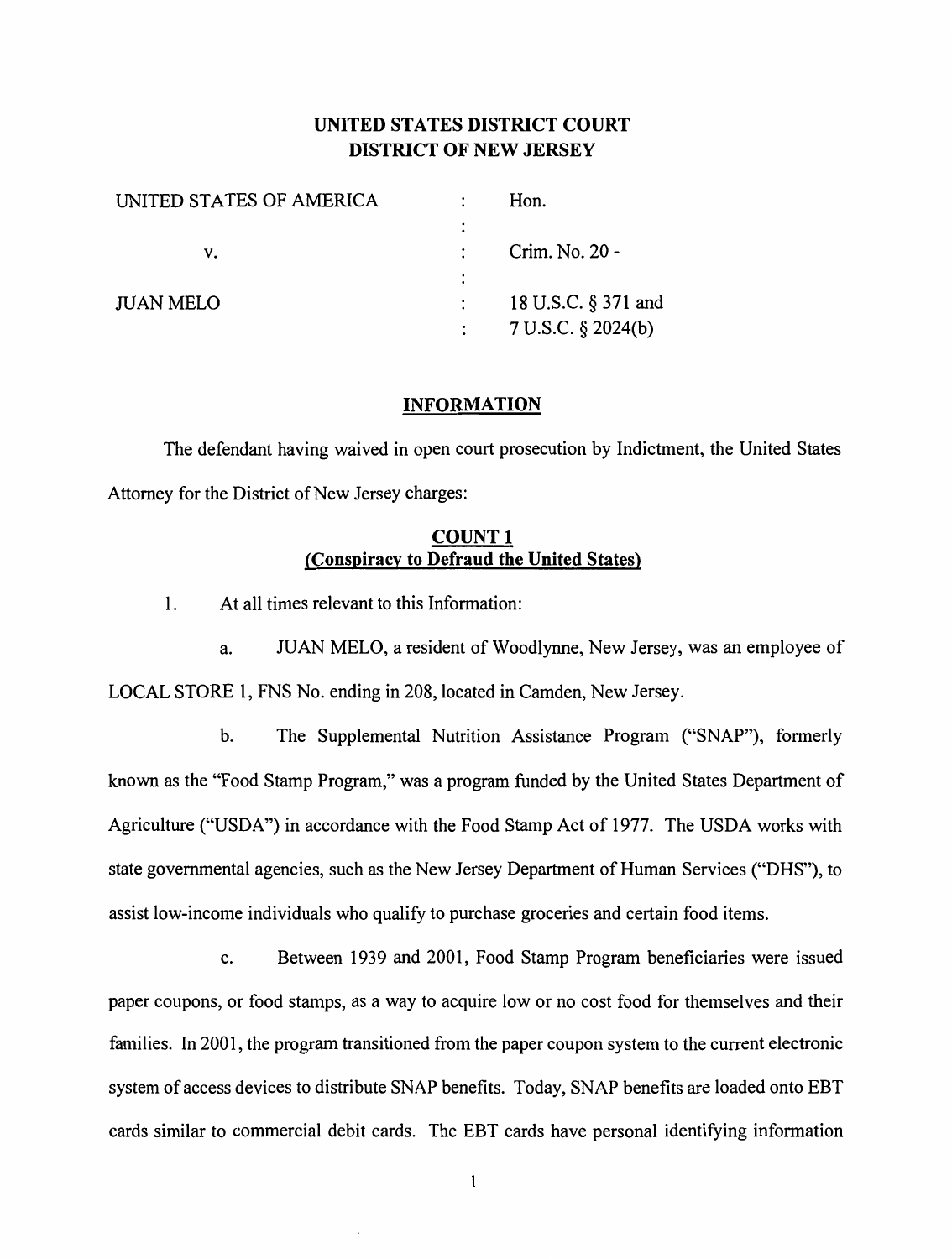# UNITED STATES DISTRICT COURT
# DISTRICT OF NEW JERSEY

| | | |
|---|---|---|
| UNITED STATES OF AMERICA | : | Hon. |
| | : | |
| v. | : | Crim. No. 20 - |
| | : | |
| JUAN MELO | : | 18 U.S.C. § 371 and |
| | : | 7 U.S.C. § 2024(b) |

## INFORMATION

The defendant having waived in open court prosecution by Indictment, the United States Attorney for the District of New Jersey charges:

## COUNT 1
## (Conspiracy to Defraud the United States)

1. At all times relevant to this Information:

a. JUAN MELO, a resident of Woodlynne, New Jersey, was an employee of LOCAL STORE 1, FNS No. ending in 208, located in Camden, New Jersey.

b. The Supplemental Nutrition Assistance Program ("SNAP"), formerly known as the "Food Stamp Program," was a program funded by the United States Department of Agriculture ("USDA") in accordance with the Food Stamp Act of 1977. The USDA works with state governmental agencies, such as the New Jersey Department of Human Services ("DHS"), to assist low-income individuals who qualify to purchase groceries and certain food items.

c. Between 1939 and 2001, Food Stamp Program beneficiaries were issued paper coupons, or food stamps, as a way to acquire low or no cost food for themselves and their families. In 2001, the program transitioned from the paper coupon system to the current electronic system of access devices to distribute SNAP benefits. Today, SNAP benefits are loaded onto EBT cards similar to commercial debit cards. The EBT cards have personal identifying information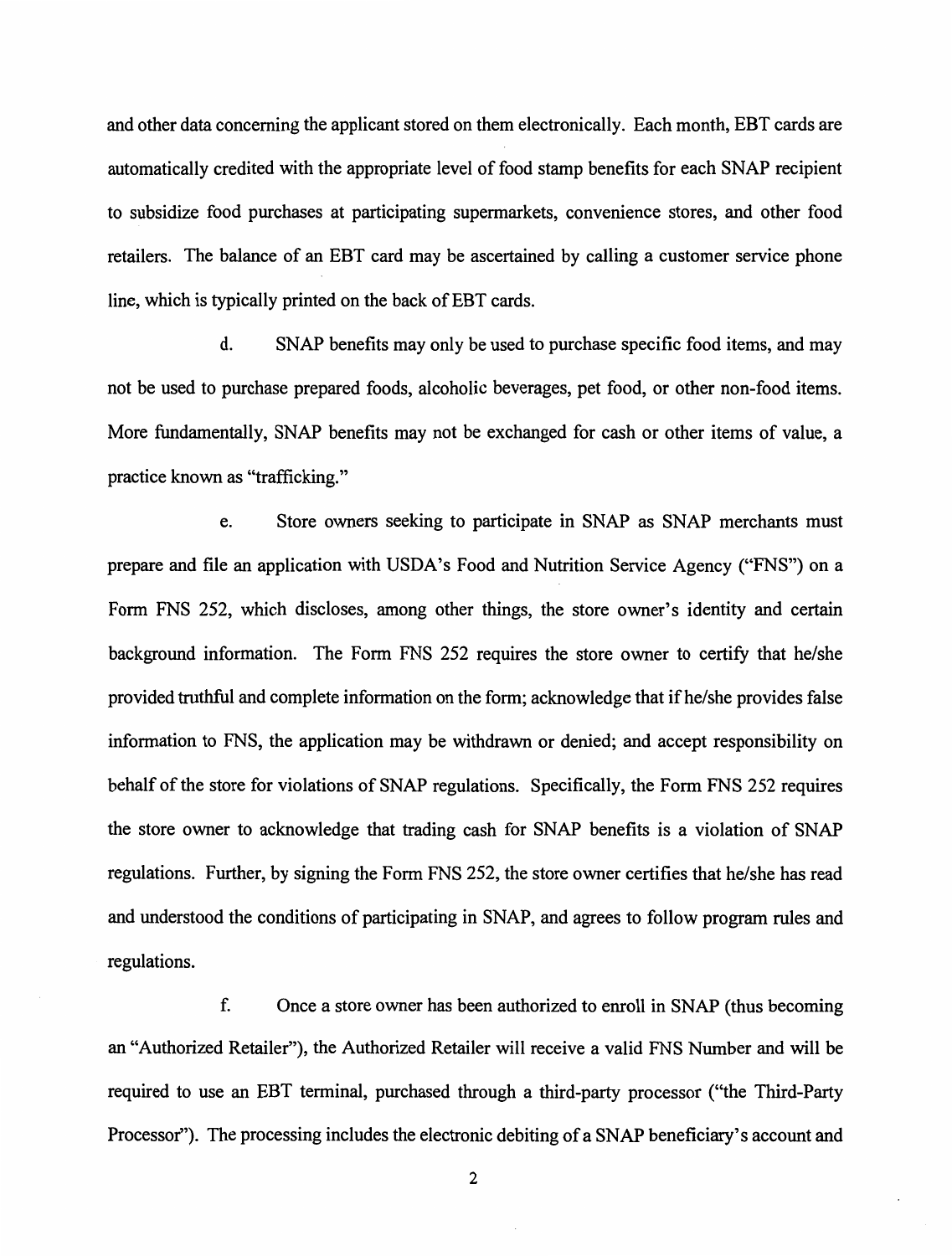and other data concerning the applicant stored on them electronically. Each month, EBT cards are automatically credited with the appropriate level of food stamp benefits for each SNAP recipient to subsidize food purchases at participating supermarkets, convenience stores, and other food retailers. The balance of an EBT card may be ascertained by calling a customer service phone line, which is typically printed on the back of EBT cards.

d. SNAP benefits may only be used to purchase specific food items, and may not be used to purchase prepared foods, alcoholic beverages, pet food, or other non-food items. More fundamentally, SNAP benefits may not be exchanged for cash or other items of value, a practice known as "trafficking."

e. Store owners seeking to participate in SNAP as SNAP merchants must prepare and file an application with USDA's Food and Nutrition Service Agency ("FNS") on a Form FNS 252, which discloses, among other things, the store owner's identity and certain background information. The Form FNS 252 requires the store owner to certify that he/she provided truthful and complete information on the form; acknowledge that if he/she provides false information to FNS, the application may be withdrawn or denied; and accept responsibility on behalf of the store for violations of SNAP regulations. Specifically, the Form FNS 252 requires the store owner to acknowledge that trading cash for SNAP benefits is a violation of SNAP regulations. Further, by signing the Form FNS 252, the store owner certifies that he/she has read and understood the conditions of participating in SNAP, and agrees to follow program rules and regulations.

f. Once a store owner has been authorized to enroll in SNAP (thus becoming an "Authorized Retailer"), the Authorized Retailer will receive a valid FNS Number and will be required to use an EBT terminal, purchased through a third-party processor ("the Third-Party Processor"). The processing includes the electronic debiting of a SNAP beneficiary's account and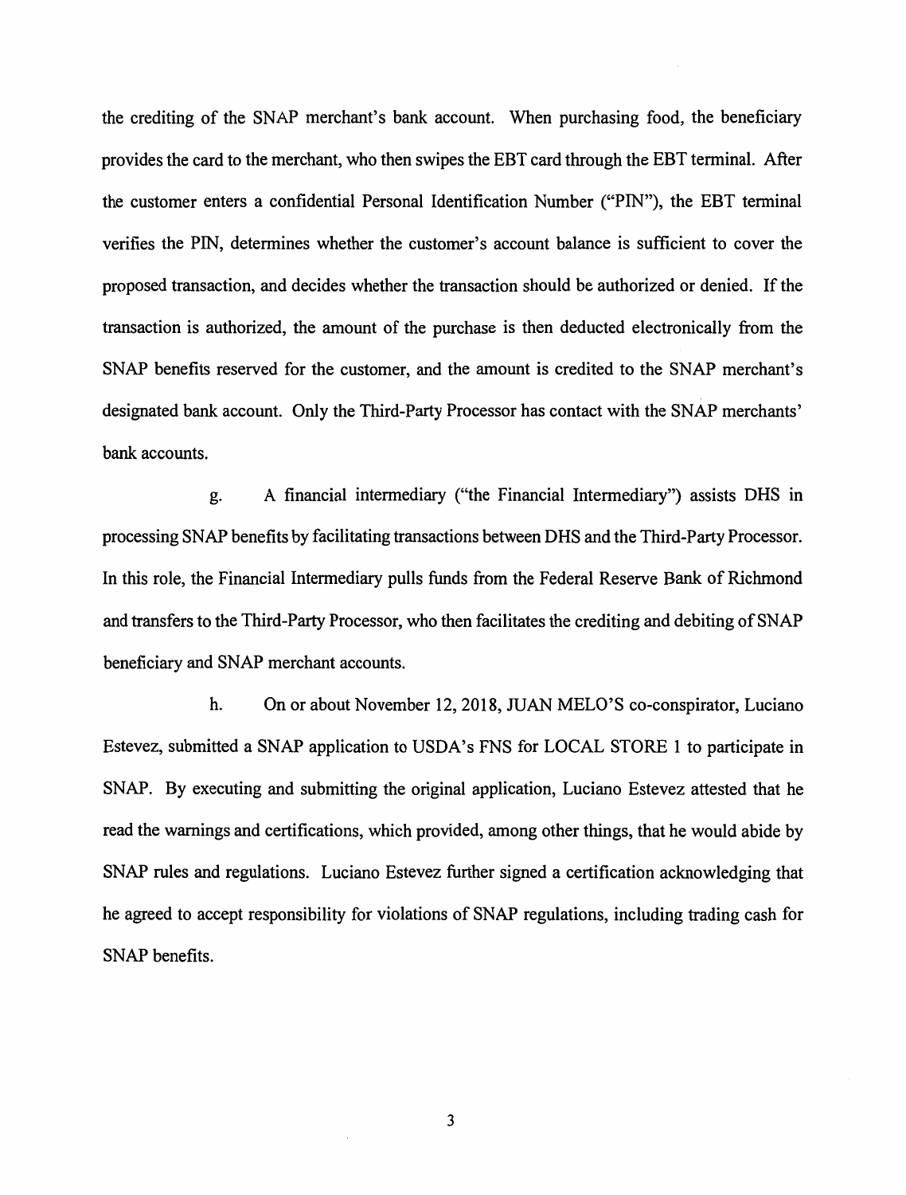the crediting of the SNAP merchant's bank account. When purchasing food, the beneficiary provides the card to the merchant, who then swipes the EBT card through the EBT terminal. After the customer enters a confidential Personal Identification Number ("PIN"), the EBT terminal verifies the PIN, determines whether the customer's account balance is sufficient to cover the proposed transaction, and decides whether the transaction should be authorized or denied. If the transaction is authorized, the amount of the purchase is then deducted electronically from the SNAP benefits reserved for the customer, and the amount is credited to the SNAP merchant's designated bank account. Only the Third-Party Processor has contact with the SNAP merchants' bank accounts.

g. A financial intermediary ("the Financial Intermediary") assists DHS in processing SNAP benefits by facilitating transactions between DHS and the Third-Party Processor. In this role, the Financial Intermediary pulls funds from the Federal Reserve Bank of Richmond and transfers to the Third-Party Processor, who then facilitates the crediting and debiting of SNAP beneficiary and SNAP merchant accounts.

h. On or about November 12, 2018, JUAN MELO'S co-conspirator, Luciano Estevez, submitted a SNAP application to USDA's FNS for LOCAL STORE 1 to participate in SNAP. By executing and submitting the original application, Luciano Estevez attested that he read the warnings and certifications, which provided, among other things, that he would abide by SNAP rules and regulations. Luciano Estevez further signed a certification acknowledging that he agreed to accept responsibility for violations of SNAP regulations, including trading cash for SNAP benefits.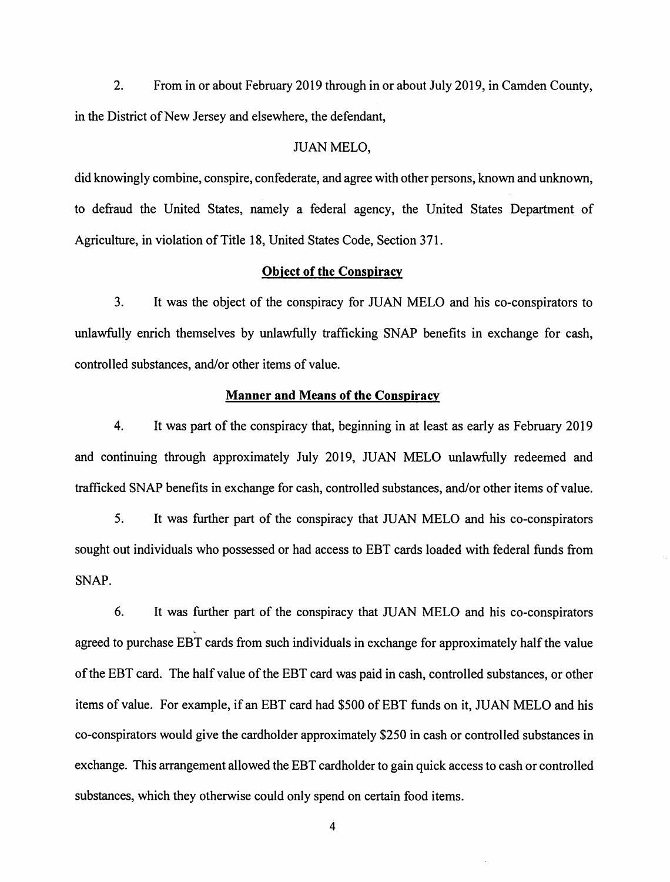2. From in or about February 2019 through in or about July 2019, in Camden County, in the District of New Jersey and elsewhere, the defendant,

JUAN MELO,

did knowingly combine, conspire, confederate, and agree with other persons, known and unknown, to defraud the United States, namely a federal agency, the United States Department of Agriculture, in violation of Title 18, United States Code, Section 371.

**Object of the Conspiracy**

3. It was the object of the conspiracy for JUAN MELO and his co-conspirators to unlawfully enrich themselves by unlawfully trafficking SNAP benefits in exchange for cash, controlled substances, and/or other items of value.

**Manner and Means of the Conspiracy**

4. It was part of the conspiracy that, beginning in at least as early as February 2019 and continuing through approximately July 2019, JUAN MELO unlawfully redeemed and trafficked SNAP benefits in exchange for cash, controlled substances, and/or other items of value.

5. It was further part of the conspiracy that JUAN MELO and his co-conspirators sought out individuals who possessed or had access to EBT cards loaded with federal funds from SNAP.

6. It was further part of the conspiracy that JUAN MELO and his co-conspirators agreed to purchase EBT cards from such individuals in exchange for approximately half the value of the EBT card. The half value of the EBT card was paid in cash, controlled substances, or other items of value. For example, if an EBT card had $500 of EBT funds on it, JUAN MELO and his co-conspirators would give the cardholder approximately $250 in cash or controlled substances in exchange. This arrangement allowed the EBT cardholder to gain quick access to cash or controlled substances, which they otherwise could only spend on certain food items.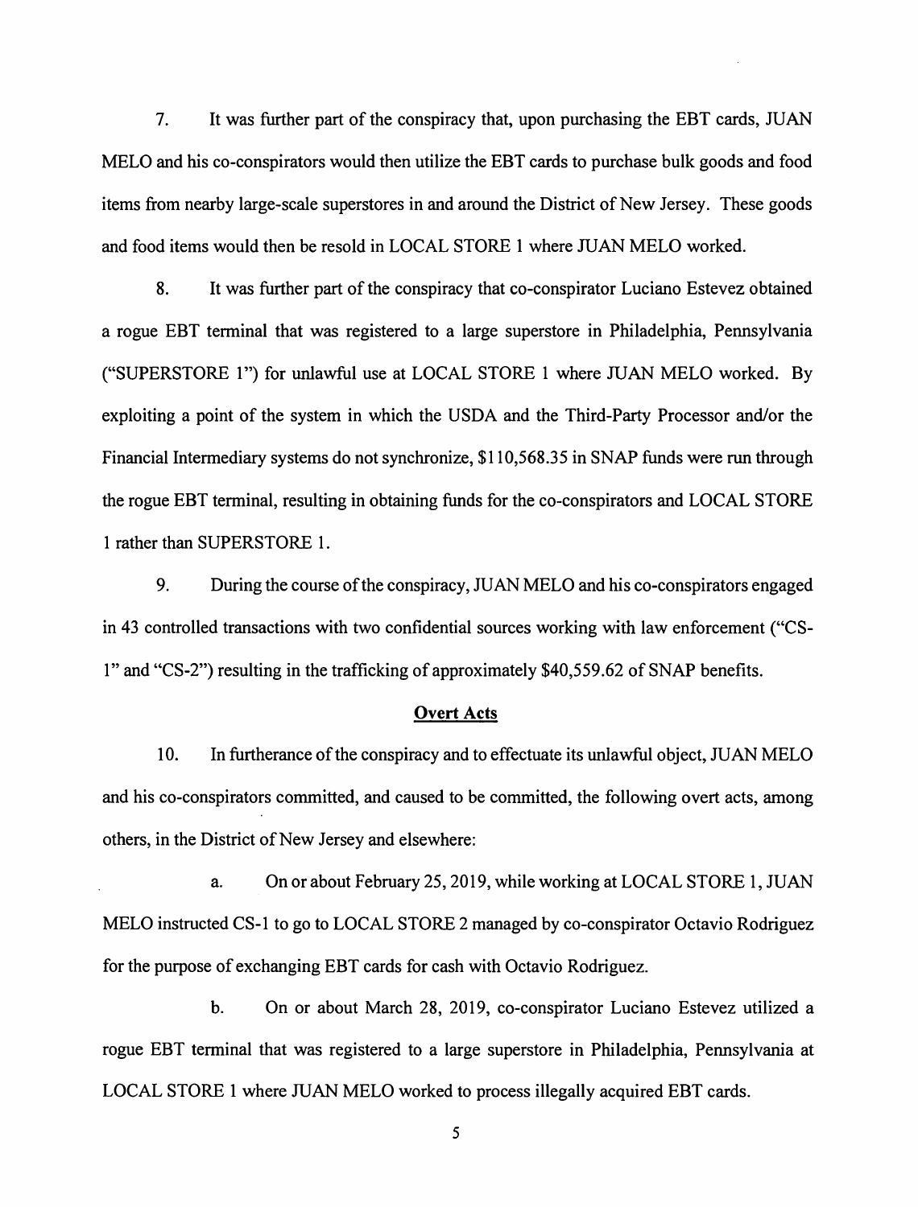7. It was further part of the conspiracy that, upon purchasing the EBT cards, JUAN MELO and his co-conspirators would then utilize the EBT cards to purchase bulk goods and food items from nearby large-scale superstores in and around the District of New Jersey. These goods and food items would then be resold in LOCAL STORE 1 where JUAN MELO worked.

8. It was further part of the conspiracy that co-conspirator Luciano Estevez obtained a rogue EBT terminal that was registered to a large superstore in Philadelphia, Pennsylvania ("SUPERSTORE 1") for unlawful use at LOCAL STORE 1 where JUAN MELO worked. By exploiting a point of the system in which the USDA and the Third-Party Processor and/or the Financial Intermediary systems do not synchronize, $110,568.35 in SNAP funds were run through the rogue EBT terminal, resulting in obtaining funds for the co-conspirators and LOCAL STORE 1 rather than SUPERSTORE 1.

9. During the course of the conspiracy, JUAN MELO and his co-conspirators engaged in 43 controlled transactions with two confidential sources working with law enforcement ("CS-1" and "CS-2") resulting in the trafficking of approximately $40,559.62 of SNAP benefits.

## Overt Acts

10. In furtherance of the conspiracy and to effectuate its unlawful object, JUAN MELO and his co-conspirators committed, and caused to be committed, the following overt acts, among others, in the District of New Jersey and elsewhere:

a. On or about February 25, 2019, while working at LOCAL STORE 1, JUAN MELO instructed CS-1 to go to LOCAL STORE 2 managed by co-conspirator Octavio Rodriguez for the purpose of exchanging EBT cards for cash with Octavio Rodriguez.

b. On or about March 28, 2019, co-conspirator Luciano Estevez utilized a rogue EBT terminal that was registered to a large superstore in Philadelphia, Pennsylvania at LOCAL STORE 1 where JUAN MELO worked to process illegally acquired EBT cards.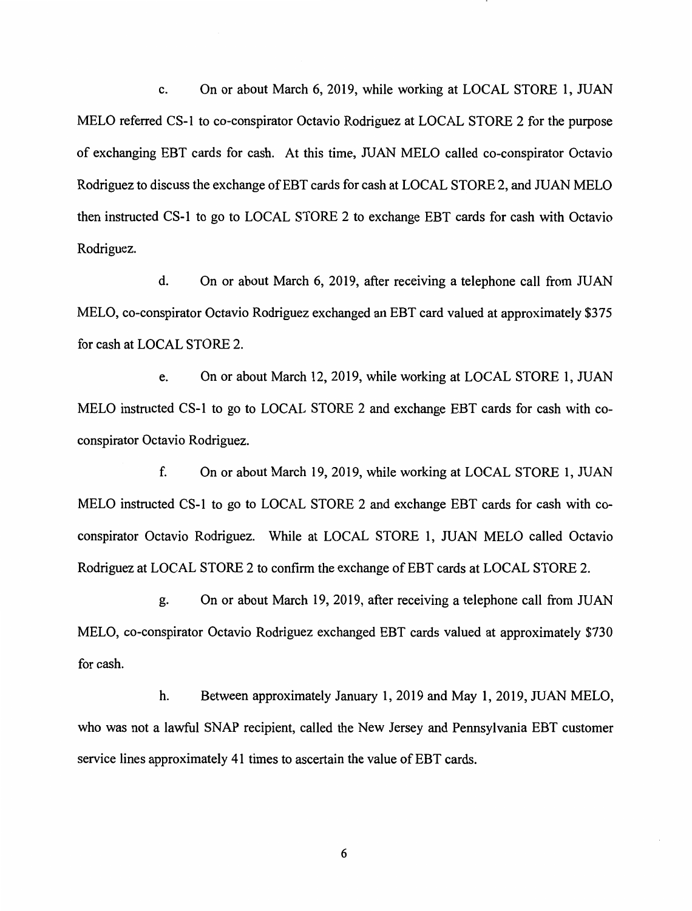c. On or about March 6, 2019, while working at LOCAL STORE 1, JUAN MELO referred CS-1 to co-conspirator Octavio Rodriguez at LOCAL STORE 2 for the purpose of exchanging EBT cards for cash. At this time, JUAN MELO called co-conspirator Octavio Rodriguez to discuss the exchange of EBT cards for cash at LOCAL STORE 2, and JUAN MELO then instructed CS-1 to go to LOCAL STORE 2 to exchange EBT cards for cash with Octavio Rodriguez.

d. On or about March 6, 2019, after receiving a telephone call from JUAN MELO, co-conspirator Octavio Rodriguez exchanged an EBT card valued at approximately $375 for cash at LOCAL STORE 2.

e. On or about March 12, 2019, while working at LOCAL STORE 1, JUAN MELO instructed CS-1 to go to LOCAL STORE 2 and exchange EBT cards for cash with co-conspirator Octavio Rodriguez.

f. On or about March 19, 2019, while working at LOCAL STORE 1, JUAN MELO instructed CS-1 to go to LOCAL STORE 2 and exchange EBT cards for cash with co-conspirator Octavio Rodriguez. While at LOCAL STORE 1, JUAN MELO called Octavio Rodriguez at LOCAL STORE 2 to confirm the exchange of EBT cards at LOCAL STORE 2.

g. On or about March 19, 2019, after receiving a telephone call from JUAN MELO, co-conspirator Octavio Rodriguez exchanged EBT cards valued at approximately $730 for cash.

h. Between approximately January 1, 2019 and May 1, 2019, JUAN MELO, who was not a lawful SNAP recipient, called the New Jersey and Pennsylvania EBT customer service lines approximately 41 times to ascertain the value of EBT cards.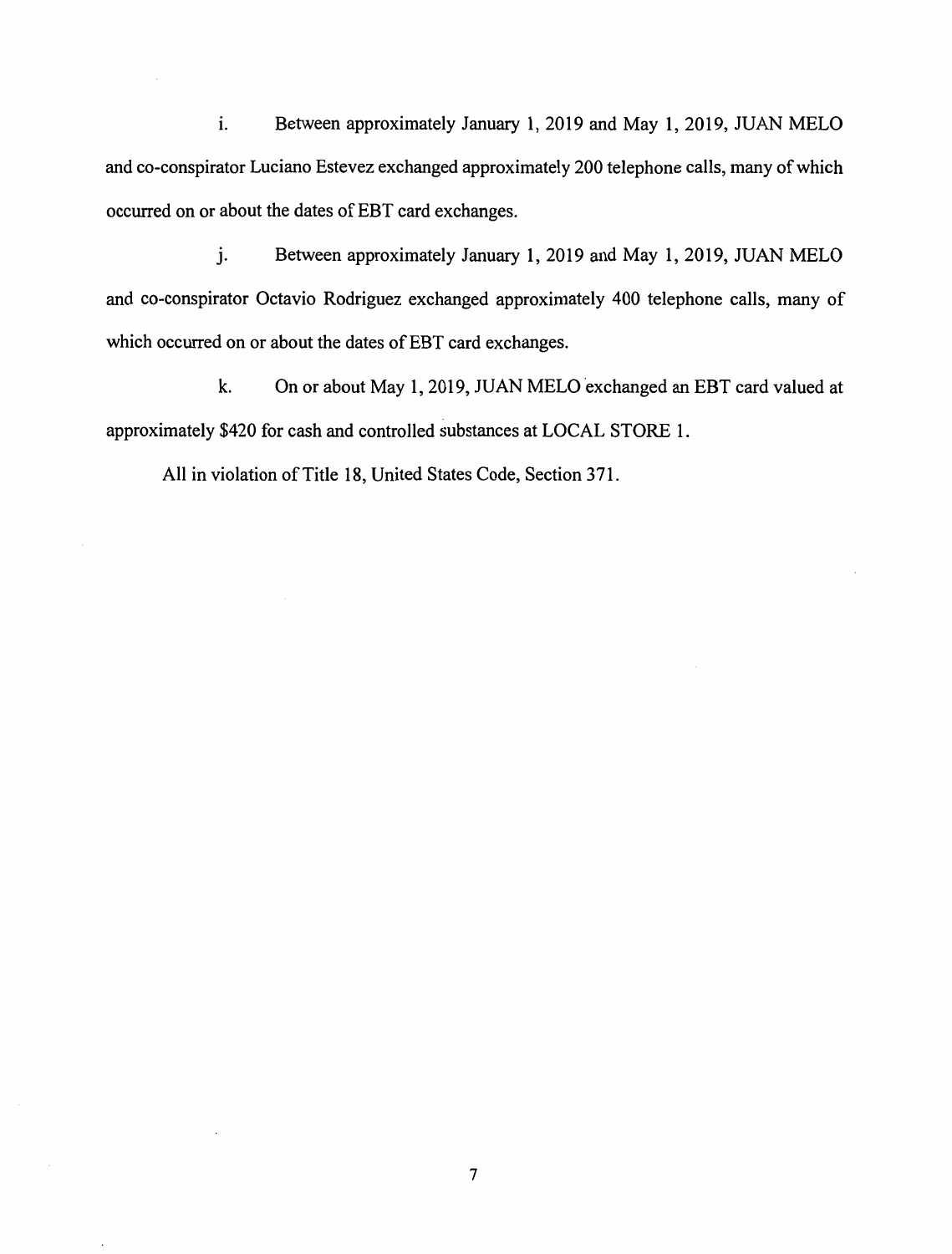i. Between approximately January 1, 2019 and May 1, 2019, JUAN MELO and co-conspirator Luciano Estevez exchanged approximately 200 telephone calls, many of which occurred on or about the dates of EBT card exchanges.

j. Between approximately January 1, 2019 and May 1, 2019, JUAN MELO and co-conspirator Octavio Rodriguez exchanged approximately 400 telephone calls, many of which occurred on or about the dates of EBT card exchanges.

k. On or about May 1, 2019, JUAN MELO exchanged an EBT card valued at approximately $420 for cash and controlled substances at LOCAL STORE 1.

All in violation of Title 18, United States Code, Section 371.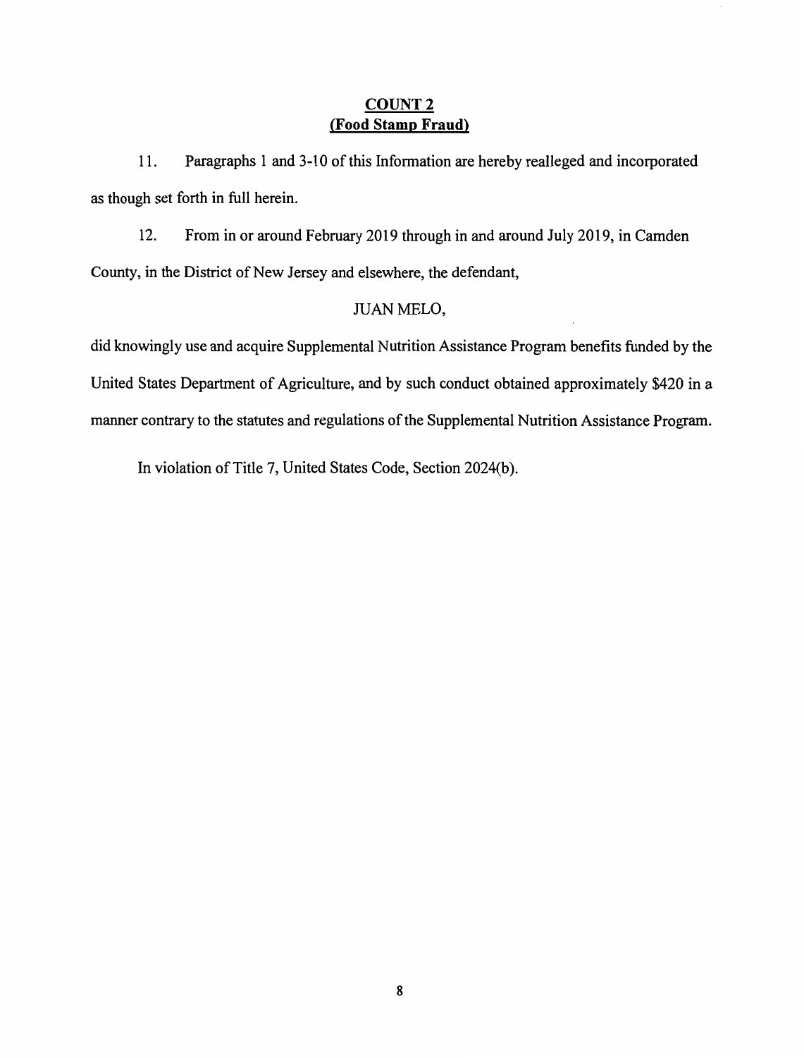## COUNT 2
## (Food Stamp Fraud)

11. Paragraphs 1 and 3-10 of this Information are hereby realleged and incorporated as though set forth in full herein.

12. From in or around February 2019 through in and around July 2019, in Camden County, in the District of New Jersey and elsewhere, the defendant,

JUAN MELO,

did knowingly use and acquire Supplemental Nutrition Assistance Program benefits funded by the United States Department of Agriculture, and by such conduct obtained approximately $420 in a manner contrary to the statutes and regulations of the Supplemental Nutrition Assistance Program.

In violation of Title 7, United States Code, Section 2024(b).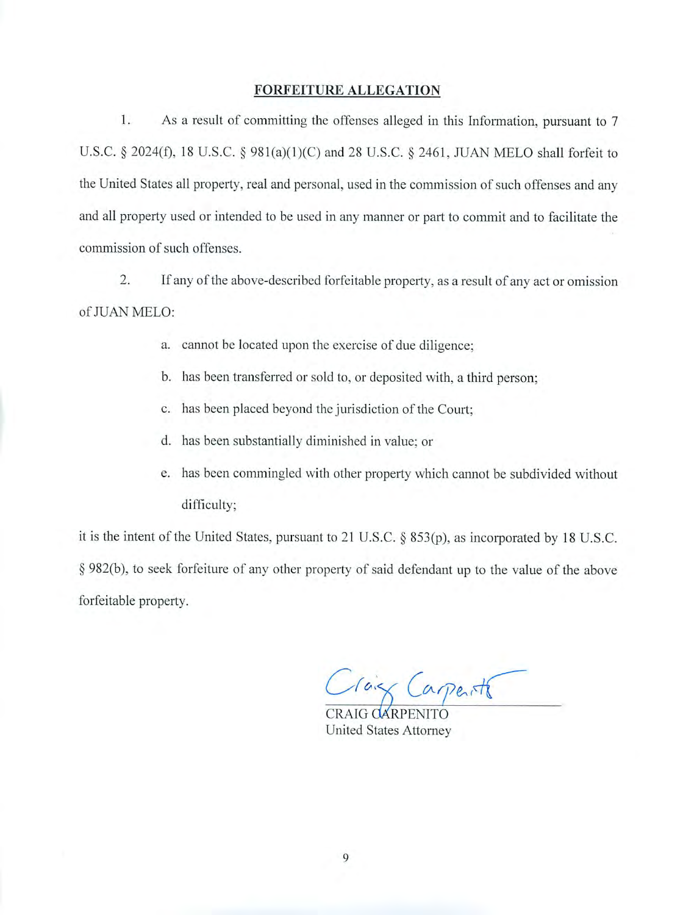## FORFEITURE ALLEGATION

1. As a result of committing the offenses alleged in this Information, pursuant to 7 U.S.C. § 2024(f), 18 U.S.C. § 981(a)(1)(C) and 28 U.S.C. § 2461, JUAN MELO shall forfeit to the United States all property, real and personal, used in the commission of such offenses and any and all property used or intended to be used in any manner or part to commit and to facilitate the commission of such offenses.

2. If any of the above-described forfeitable property, as a result of any act or omission of JUAN MELO:

   a. cannot be located upon the exercise of due diligence;

   b. has been transferred or sold to, or deposited with, a third person;

   c. has been placed beyond the jurisdiction of the Court;

   d. has been substantially diminished in value; or

   e. has been commingled with other property which cannot be subdivided without difficulty;

it is the intent of the United States, pursuant to 21 U.S.C. § 853(p), as incorporated by 18 U.S.C. § 982(b), to seek forfeiture of any other property of said defendant up to the value of the above forfeitable property.

Craig Carpenito

CRAIG CARPENITO
United States Attorney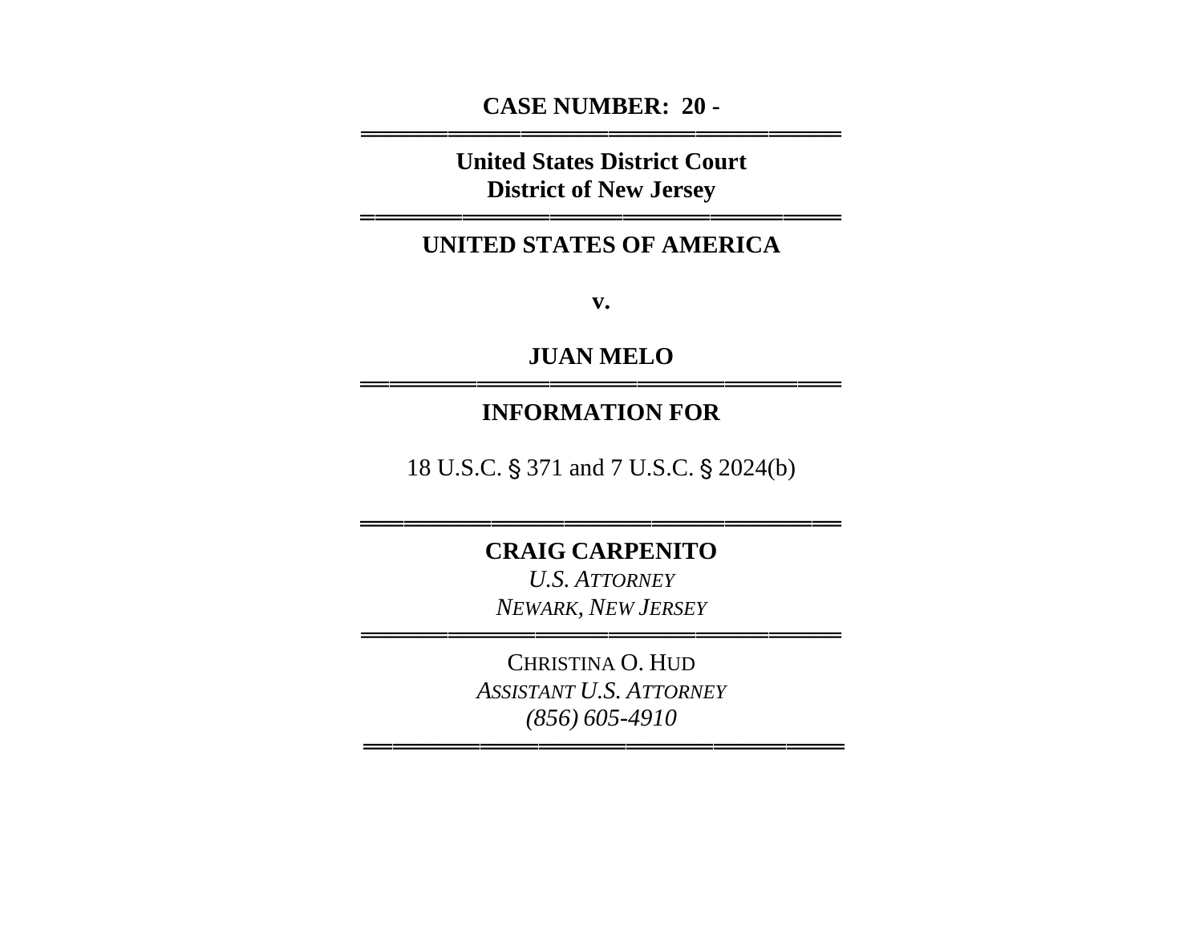**CASE NUMBER: 20 -**

---

**United States District Court**
**District of New Jersey**

---

**UNITED STATES OF AMERICA**

**v.**

**JUAN MELO**

---

**INFORMATION FOR**

18 U.S.C. § 371 and 7 U.S.C. § 2024(b)

---

**CRAIG CARPENITO**
*U.S. ATTORNEY*
*NEWARK, NEW JERSEY*

---

CHRISTINA O. HUD
*ASSISTANT U.S. ATTORNEY*
*(856) 605-4910*

---